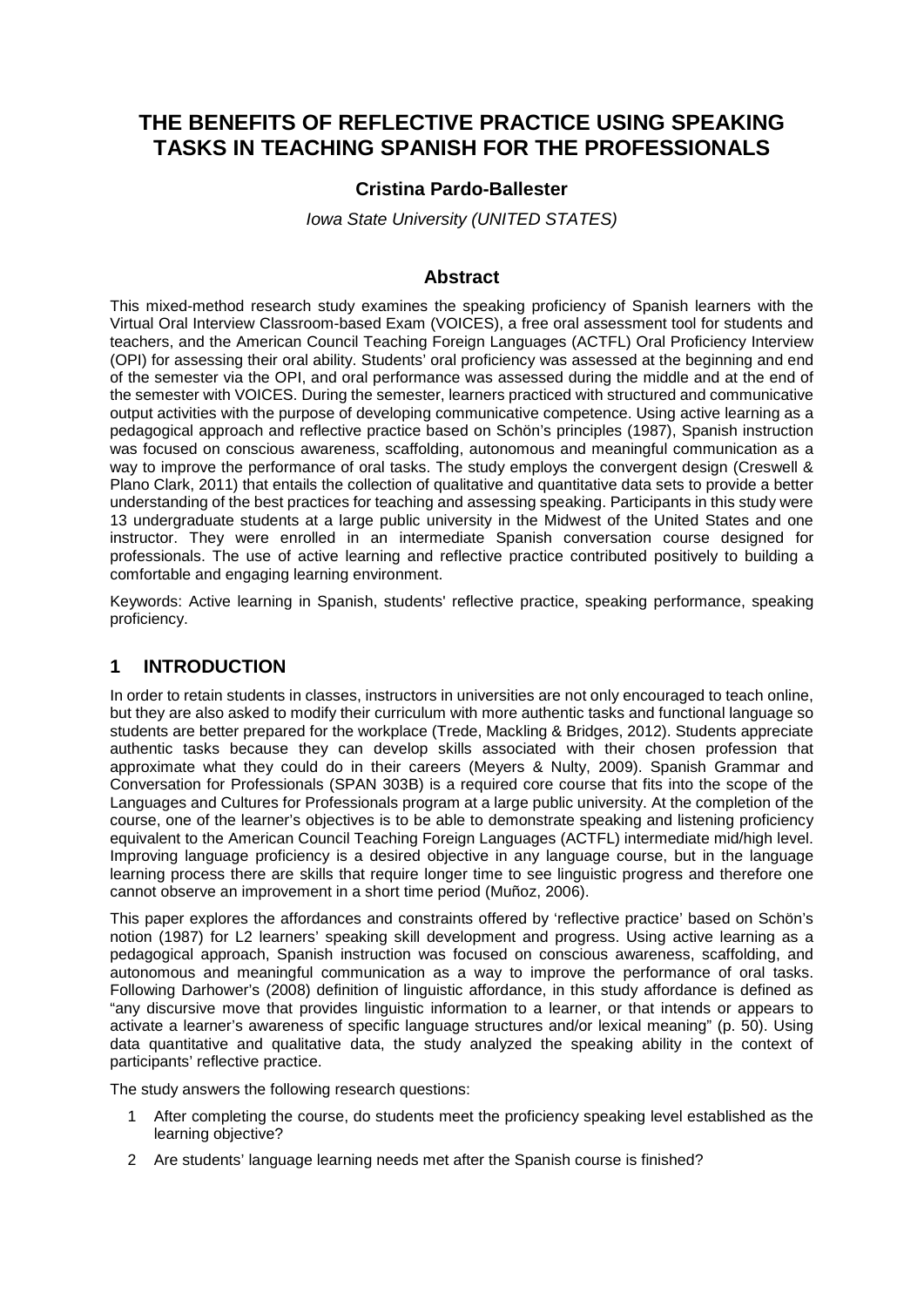# THE BENEFITS OF REFLECTIVE PRACTICE USING SPEAKING TASKS IN TEACHING SPANISH FOR THE PROFESSIONALS

**Cristina Pardo-Ballester**

*Iowa State University (UNITED STATES)*

## Abstract

This mixed-method research study examines the speaking proficiency of Spanish learners with the Virtual Oral Interview Classroom-based Exam (VOICES), a free oral assessment tool for students and teachers, and the American Council Teaching Foreign Languages (ACTFL) Oral Proficiency Interview (OPI) for assessing their oral ability. Students' oral proficiency was assessed at the beginning and end of the semester via the OPI, and oral performance was assessed during the middle and at the end of the semester with VOICES. During the semester, learners practiced with structured and communicative output activities with the purpose of developing communicative competence. Using active learning as a pedagogical approach and reflective practice based on Schön's principles (1987), Spanish instruction was focused on conscious awareness, scaffolding, autonomous and meaningful communication as a way to improve the performance of oral tasks. The study employs the convergent design (Creswell & Plano Clark, 2011) that entails the collection of qualitative and quantitative data sets to provide a better understanding of the best practices for teaching and assessing speaking. Participants in this study were 13 undergraduate students at a large public university in the Midwest of the United States and one instructor. They were enrolled in an intermediate Spanish conversation course designed for professionals. The use of active learning and reflective practice contributed positively to building a comfortable and engaging learning environment.

Keywords: Active learning in Spanish, students' reflective practice, speaking performance, speaking proficiency.

## 1 INTRODUCTION

In order to retain students in classes, instructors in universities are not only encouraged to teach online, but they are also asked to modify their curriculum with more authentic tasks and functional language so students are better prepared for the workplace (Trede, Mackling & Bridges, 2012). Students appreciate authentic tasks because they can develop skills associated with their chosen profession that approximate what they could do in their careers (Meyers & Nulty, 2009). Spanish Grammar and Conversation for Professionals (SPAN 303B) is a required core course that fits into the scope of the Languages and Cultures for Professionals program at a large public university. At the completion of the course, one of the learner's objectives is to be able to demonstrate speaking and listening proficiency equivalent to the American Council Teaching Foreign Languages (ACTFL) intermediate mid/high level. Improving language proficiency is a desired objective in any language course, but in the language learning process there are skills that require longer time to see linguistic progress and therefore one cannot observe an improvement in a short time period (Muñoz, 2006).

This paper explores the affordances and constraints offered by 'reflective practice' based on Schön's notion (1987) for L2 learners' speaking skill development and progress. Using active learning as a pedagogical approach, Spanish instruction was focused on conscious awareness, scaffolding, and autonomous and meaningful communication as a way to improve the performance of oral tasks. Following Darhower's (2008) definition of linguistic affordance, in this study affordance is defined as "any discursive move that provides linguistic information to a learner, or that intends or appears to activate a learner's awareness of specific language structures and/or lexical meaning" (p. 50). Using data quantitative and qualitative data, the study analyzed the speaking ability in the context of participants' reflective practice.

The study answers the following research questions:

1. After completing the course, do students meet the proficiency speaking level established as the learning objective?
2. Are students' language learning needs met after the Spanish course is finished?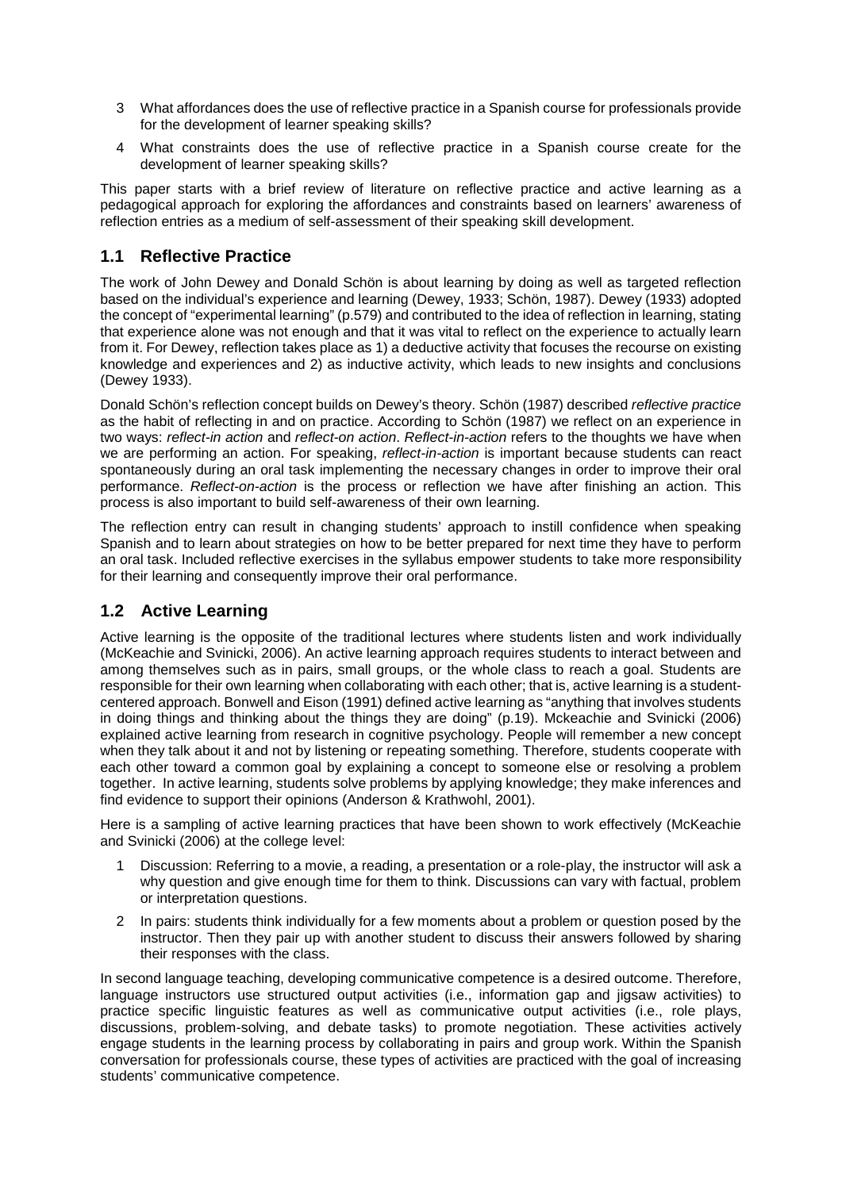3 What affordances does the use of reflective practice in a Spanish course for professionals provide for the development of learner speaking skills?

4 What constraints does the use of reflective practice in a Spanish course create for the development of learner speaking skills?

This paper starts with a brief review of literature on reflective practice and active learning as a pedagogical approach for exploring the affordances and constraints based on learners' awareness of reflection entries as a medium of self-assessment of their speaking skill development.

## 1.1 Reflective Practice

The work of John Dewey and Donald Schön is about learning by doing as well as targeted reflection based on the individual's experience and learning (Dewey, 1933; Schön, 1987). Dewey (1933) adopted the concept of "experimental learning" (p.579) and contributed to the idea of reflection in learning, stating that experience alone was not enough and that it was vital to reflect on the experience to actually learn from it. For Dewey, reflection takes place as 1) a deductive activity that focuses the recourse on existing knowledge and experiences and 2) as inductive activity, which leads to new insights and conclusions (Dewey 1933).

Donald Schön's reflection concept builds on Dewey's theory. Schön (1987) described *reflective practice* as the habit of reflecting in and on practice. According to Schön (1987) we reflect on an experience in two ways: *reflect-in action* and *reflect-on action*. *Reflect-in-action* refers to the thoughts we have when we are performing an action. For speaking, *reflect-in-action* is important because students can react spontaneously during an oral task implementing the necessary changes in order to improve their oral performance. *Reflect-on-action* is the process or reflection we have after finishing an action. This process is also important to build self-awareness of their own learning.

The reflection entry can result in changing students' approach to instill confidence when speaking Spanish and to learn about strategies on how to be better prepared for next time they have to perform an oral task. Included reflective exercises in the syllabus empower students to take more responsibility for their learning and consequently improve their oral performance.

## 1.2 Active Learning

Active learning is the opposite of the traditional lectures where students listen and work individually (McKeachie and Svinicki, 2006). An active learning approach requires students to interact between and among themselves such as in pairs, small groups, or the whole class to reach a goal. Students are responsible for their own learning when collaborating with each other; that is, active learning is a student-centered approach. Bonwell and Eison (1991) defined active learning as "anything that involves students in doing things and thinking about the things they are doing" (p.19). Mckeachie and Svinicki (2006) explained active learning from research in cognitive psychology. People will remember a new concept when they talk about it and not by listening or repeating something. Therefore, students cooperate with each other toward a common goal by explaining a concept to someone else or resolving a problem together. In active learning, students solve problems by applying knowledge; they make inferences and find evidence to support their opinions (Anderson & Krathwohl, 2001).

Here is a sampling of active learning practices that have been shown to work effectively (McKeachie and Svinicki (2006) at the college level:

1 Discussion: Referring to a movie, a reading, a presentation or a role-play, the instructor will ask a why question and give enough time for them to think. Discussions can vary with factual, problem or interpretation questions.

2 In pairs: students think individually for a few moments about a problem or question posed by the instructor. Then they pair up with another student to discuss their answers followed by sharing their responses with the class.

In second language teaching, developing communicative competence is a desired outcome. Therefore, language instructors use structured output activities (i.e., information gap and jigsaw activities) to practice specific linguistic features as well as communicative output activities (i.e., role plays, discussions, problem-solving, and debate tasks) to promote negotiation. These activities actively engage students in the learning process by collaborating in pairs and group work. Within the Spanish conversation for professionals course, these types of activities are practiced with the goal of increasing students' communicative competence.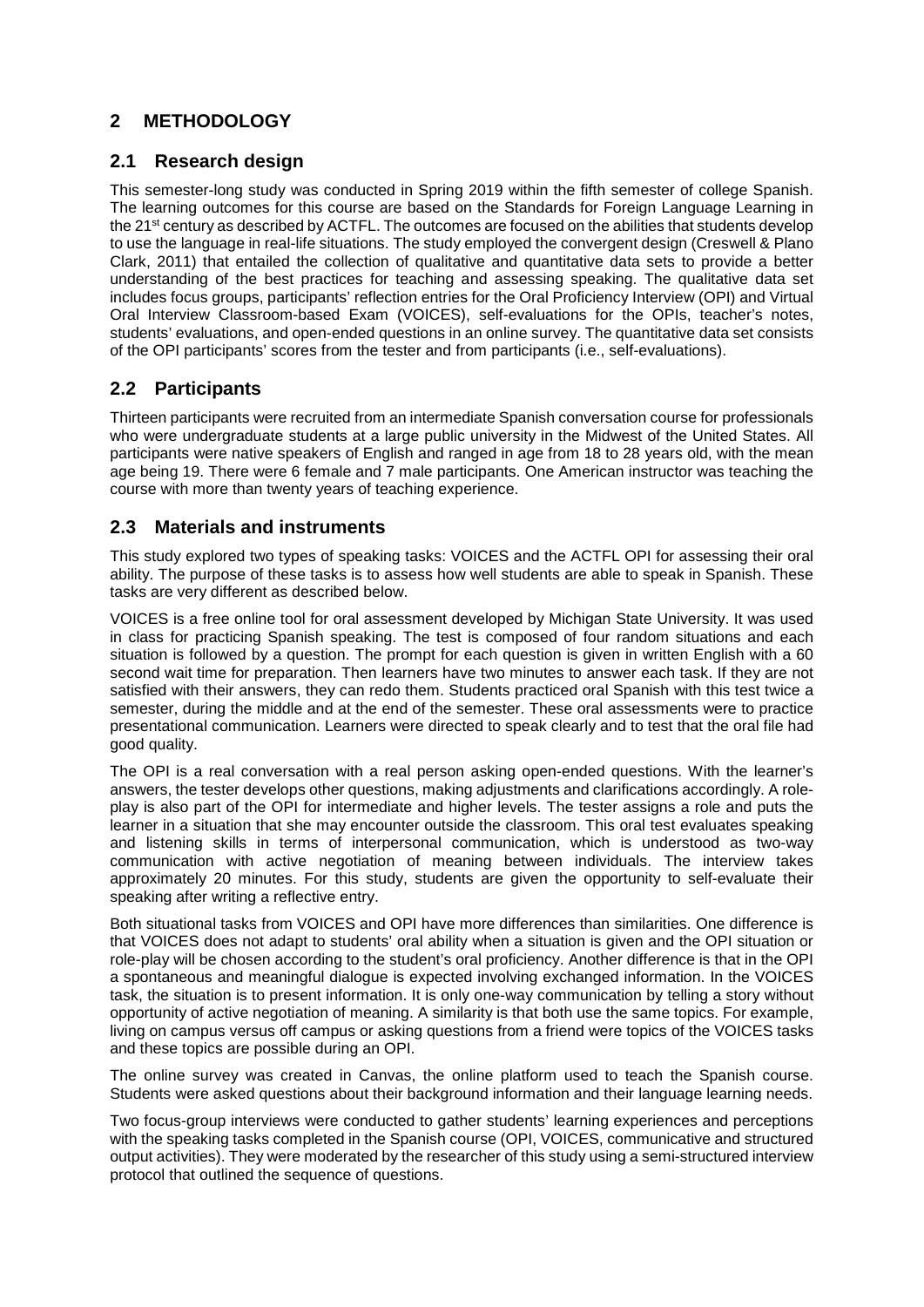## 2 METHODOLOGY

### 2.1 Research design

This semester-long study was conducted in Spring 2019 within the fifth semester of college Spanish. The learning outcomes for this course are based on the Standards for Foreign Language Learning in the 21st century as described by ACTFL. The outcomes are focused on the abilities that students develop to use the language in real-life situations. The study employed the convergent design (Creswell & Plano Clark, 2011) that entailed the collection of qualitative and quantitative data sets to provide a better understanding of the best practices for teaching and assessing speaking. The qualitative data set includes focus groups, participants' reflection entries for the Oral Proficiency Interview (OPI) and Virtual Oral Interview Classroom-based Exam (VOICES), self-evaluations for the OPIs, teacher's notes, students' evaluations, and open-ended questions in an online survey. The quantitative data set consists of the OPI participants' scores from the tester and from participants (i.e., self-evaluations).

### 2.2 Participants

Thirteen participants were recruited from an intermediate Spanish conversation course for professionals who were undergraduate students at a large public university in the Midwest of the United States. All participants were native speakers of English and ranged in age from 18 to 28 years old, with the mean age being 19. There were 6 female and 7 male participants. One American instructor was teaching the course with more than twenty years of teaching experience.

### 2.3 Materials and instruments

This study explored two types of speaking tasks: VOICES and the ACTFL OPI for assessing their oral ability. The purpose of these tasks is to assess how well students are able to speak in Spanish. These tasks are very different as described below.

VOICES is a free online tool for oral assessment developed by Michigan State University. It was used in class for practicing Spanish speaking. The test is composed of four random situations and each situation is followed by a question. The prompt for each question is given in written English with a 60 second wait time for preparation. Then learners have two minutes to answer each task. If they are not satisfied with their answers, they can redo them. Students practiced oral Spanish with this test twice a semester, during the middle and at the end of the semester. These oral assessments were to practice presentational communication. Learners were directed to speak clearly and to test that the oral file had good quality.

The OPI is a real conversation with a real person asking open-ended questions. With the learner's answers, the tester develops other questions, making adjustments and clarifications accordingly. A role-play is also part of the OPI for intermediate and higher levels. The tester assigns a role and puts the learner in a situation that she may encounter outside the classroom. This oral test evaluates speaking and listening skills in terms of interpersonal communication, which is understood as two-way communication with active negotiation of meaning between individuals. The interview takes approximately 20 minutes. For this study, students are given the opportunity to self-evaluate their speaking after writing a reflective entry.

Both situational tasks from VOICES and OPI have more differences than similarities. One difference is that VOICES does not adapt to students' oral ability when a situation is given and the OPI situation or role-play will be chosen according to the student's oral proficiency. Another difference is that in the OPI a spontaneous and meaningful dialogue is expected involving exchanged information. In the VOICES task, the situation is to present information. It is only one-way communication by telling a story without opportunity of active negotiation of meaning. A similarity is that both use the same topics. For example, living on campus versus off campus or asking questions from a friend were topics of the VOICES tasks and these topics are possible during an OPI.

The online survey was created in Canvas, the online platform used to teach the Spanish course. Students were asked questions about their background information and their language learning needs.

Two focus-group interviews were conducted to gather students' learning experiences and perceptions with the speaking tasks completed in the Spanish course (OPI, VOICES, communicative and structured output activities). They were moderated by the researcher of this study using a semi-structured interview protocol that outlined the sequence of questions.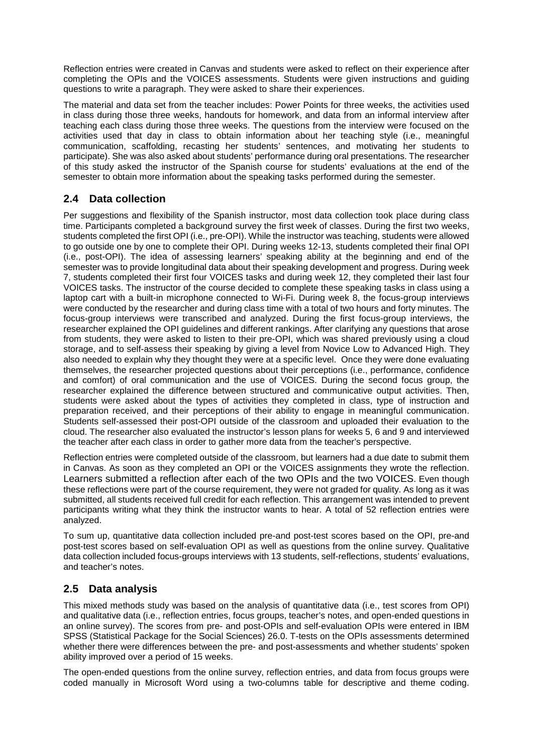Reflection entries were created in Canvas and students were asked to reflect on their experience after completing the OPIs and the VOICES assessments. Students were given instructions and guiding questions to write a paragraph. They were asked to share their experiences.

The material and data set from the teacher includes: Power Points for three weeks, the activities used in class during those three weeks, handouts for homework, and data from an informal interview after teaching each class during those three weeks. The questions from the interview were focused on the activities used that day in class to obtain information about her teaching style (i.e., meaningful communication, scaffolding, recasting her students' sentences, and motivating her students to participate). She was also asked about students' performance during oral presentations. The researcher of this study asked the instructor of the Spanish course for students' evaluations at the end of the semester to obtain more information about the speaking tasks performed during the semester.

## 2.4 Data collection

Per suggestions and flexibility of the Spanish instructor, most data collection took place during class time. Participants completed a background survey the first week of classes. During the first two weeks, students completed the first OPI (i.e., pre-OPI). While the instructor was teaching, students were allowed to go outside one by one to complete their OPI. During weeks 12-13, students completed their final OPI (i.e., post-OPI). The idea of assessing learners' speaking ability at the beginning and end of the semester was to provide longitudinal data about their speaking development and progress. During week 7, students completed their first four VOICES tasks and during week 12, they completed their last four VOICES tasks. The instructor of the course decided to complete these speaking tasks in class using a laptop cart with a built-in microphone connected to Wi-Fi. During week 8, the focus-group interviews were conducted by the researcher and during class time with a total of two hours and forty minutes. The focus-group interviews were transcribed and analyzed. During the first focus-group interviews, the researcher explained the OPI guidelines and different rankings. After clarifying any questions that arose from students, they were asked to listen to their pre-OPI, which was shared previously using a cloud storage, and to self-assess their speaking by giving a level from Novice Low to Advanced High. They also needed to explain why they thought they were at a specific level. Once they were done evaluating themselves, the researcher projected questions about their perceptions (i.e., performance, confidence and comfort) of oral communication and the use of VOICES. During the second focus group, the researcher explained the difference between structured and communicative output activities. Then, students were asked about the types of activities they completed in class, type of instruction and preparation received, and their perceptions of their ability to engage in meaningful communication. Students self-assessed their post-OPI outside of the classroom and uploaded their evaluation to the cloud. The researcher also evaluated the instructor's lesson plans for weeks 5, 6 and 9 and interviewed the teacher after each class in order to gather more data from the teacher's perspective.

Reflection entries were completed outside of the classroom, but learners had a due date to submit them in Canvas. As soon as they completed an OPI or the VOICES assignments they wrote the reflection. Learners submitted a reflection after each of the two OPIs and the two VOICES. Even though these reflections were part of the course requirement, they were not graded for quality. As long as it was submitted, all students received full credit for each reflection. This arrangement was intended to prevent participants writing what they think the instructor wants to hear. A total of 52 reflection entries were analyzed.

To sum up, quantitative data collection included pre-and post-test scores based on the OPI, pre-and post-test scores based on self-evaluation OPI as well as questions from the online survey. Qualitative data collection included focus-groups interviews with 13 students, self-reflections, students' evaluations, and teacher's notes.

## 2.5 Data analysis

This mixed methods study was based on the analysis of quantitative data (i.e., test scores from OPI) and qualitative data (i.e., reflection entries, focus groups, teacher's notes, and open-ended questions in an online survey). The scores from pre- and post-OPIs and self-evaluation OPIs were entered in IBM SPSS (Statistical Package for the Social Sciences) 26.0. T-tests on the OPIs assessments determined whether there were differences between the pre- and post-assessments and whether students' spoken ability improved over a period of 15 weeks.

The open-ended questions from the online survey, reflection entries, and data from focus groups were coded manually in Microsoft Word using a two-columns table for descriptive and theme coding.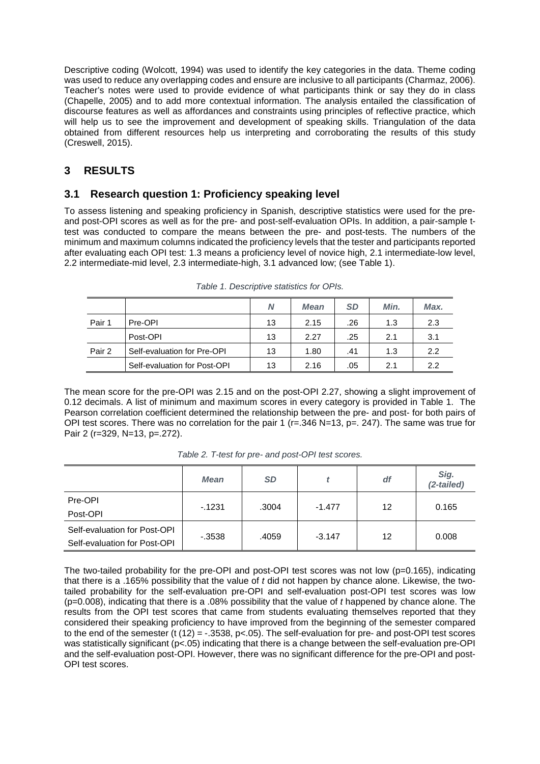Descriptive coding (Wolcott, 1994) was used to identify the key categories in the data. Theme coding was used to reduce any overlapping codes and ensure are inclusive to all participants (Charmaz, 2006). Teacher's notes were used to provide evidence of what participants think or say they do in class (Chapelle, 2005) and to add more contextual information. The analysis entailed the classification of discourse features as well as affordances and constraints using principles of reflective practice, which will help us to see the improvement and development of speaking skills. Triangulation of the data obtained from different resources help us interpreting and corroborating the results of this study (Creswell, 2015).

# 3 RESULTS

## 3.1 Research question 1: Proficiency speaking level

To assess listening and speaking proficiency in Spanish, descriptive statistics were used for the pre- and post-OPI scores as well as for the pre- and post-self-evaluation OPIs. In addition, a pair-sample t-test was conducted to compare the means between the pre- and post-tests. The numbers of the minimum and maximum columns indicated the proficiency levels that the tester and participants reported after evaluating each OPI test: 1.3 means a proficiency level of novice high, 2.1 intermediate-low level, 2.2 intermediate-mid level, 2.3 intermediate-high, 3.1 advanced low; (see Table 1).

*Table 1. Descriptive statistics for OPIs.*

| | | *N* | *Mean* | *SD* | *Min.* | *Max.* |
|---|---|---|---|---|---|---|
| Pair 1 | Pre-OPI | 13 | 2.15 | .26 | 1.3 | 2.3 |
| | Post-OPI | 13 | 2.27 | .25 | 2.1 | 3.1 |
| Pair 2 | Self-evaluation for Pre-OPI | 13 | 1.80 | .41 | 1.3 | 2.2 |
| | Self-evaluation for Post-OPI | 13 | 2.16 | .05 | 2.1 | 2.2 |

The mean score for the pre-OPI was 2.15 and on the post-OPI 2.27, showing a slight improvement of 0.12 decimals. A list of minimum and maximum scores in every category is provided in Table 1. The Pearson correlation coefficient determined the relationship between the pre- and post- for both pairs of OPI test scores. There was no correlation for the pair 1 (r=.346 N=13, p=. 247). The same was true for Pair 2 (r=329, N=13, p=.272).

*Table 2. T-test for pre- and post-OPI test scores.*

| | *Mean* | *SD* | *t* | *df* | *Sig. (2-tailed)* |
|---|---|---|---|---|---|
| Pre-OPI<br>Post-OPI | -.1231 | .3004 | -1.477 | 12 | 0.165 |
| Self-evaluation for Post-OPI<br>Self-evaluation for Post-OPI | -.3538 | .4059 | -3.147 | 12 | 0.008 |

The two-tailed probability for the pre-OPI and post-OPI test scores was not low (p=0.165), indicating that there is a .165% possibility that the value of *t* did not happen by chance alone. Likewise, the two-tailed probability for the self-evaluation pre-OPI and self-evaluation post-OPI test scores was low (p=0.008), indicating that there is a .08% possibility that the value of *t* happened by chance alone. The results from the OPI test scores that came from students evaluating themselves reported that they considered their speaking proficiency to have improved from the beginning of the semester compared to the end of the semester (t (12) = -.3538, p<.05). The self-evaluation for pre- and post-OPI test scores was statistically significant (p<.05) indicating that there is a change between the self-evaluation pre-OPI and the self-evaluation post-OPI. However, there was no significant difference for the pre-OPI and post-OPI test scores.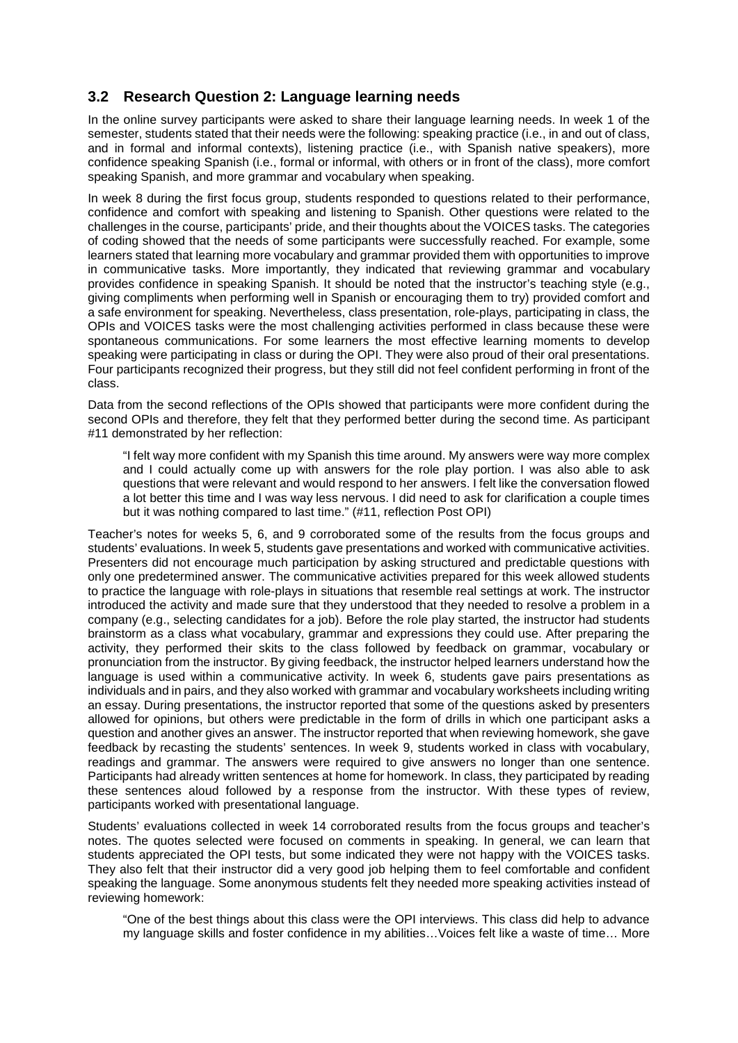### 3.2 Research Question 2: Language learning needs

In the online survey participants were asked to share their language learning needs. In week 1 of the semester, students stated that their needs were the following: speaking practice (i.e., in and out of class, and in formal and informal contexts), listening practice (i.e., with Spanish native speakers), more confidence speaking Spanish (i.e., formal or informal, with others or in front of the class), more comfort speaking Spanish, and more grammar and vocabulary when speaking.

In week 8 during the first focus group, students responded to questions related to their performance, confidence and comfort with speaking and listening to Spanish. Other questions were related to the challenges in the course, participants' pride, and their thoughts about the VOICES tasks. The categories of coding showed that the needs of some participants were successfully reached. For example, some learners stated that learning more vocabulary and grammar provided them with opportunities to improve in communicative tasks. More importantly, they indicated that reviewing grammar and vocabulary provides confidence in speaking Spanish. It should be noted that the instructor's teaching style (e.g., giving compliments when performing well in Spanish or encouraging them to try) provided comfort and a safe environment for speaking. Nevertheless, class presentation, role-plays, participating in class, the OPIs and VOICES tasks were the most challenging activities performed in class because these were spontaneous communications. For some learners the most effective learning moments to develop speaking were participating in class or during the OPI. They were also proud of their oral presentations. Four participants recognized their progress, but they still did not feel confident performing in front of the class.

Data from the second reflections of the OPIs showed that participants were more confident during the second OPIs and therefore, they felt that they performed better during the second time. As participant #11 demonstrated by her reflection:

> "I felt way more confident with my Spanish this time around. My answers were way more complex and I could actually come up with answers for the role play portion. I was also able to ask questions that were relevant and would respond to her answers. I felt like the conversation flowed a lot better this time and I was way less nervous. I did need to ask for clarification a couple times but it was nothing compared to last time." (#11, reflection Post OPI)

Teacher's notes for weeks 5, 6, and 9 corroborated some of the results from the focus groups and students' evaluations. In week 5, students gave presentations and worked with communicative activities. Presenters did not encourage much participation by asking structured and predictable questions with only one predetermined answer. The communicative activities prepared for this week allowed students to practice the language with role-plays in situations that resemble real settings at work. The instructor introduced the activity and made sure that they understood that they needed to resolve a problem in a company (e.g., selecting candidates for a job). Before the role play started, the instructor had students brainstorm as a class what vocabulary, grammar and expressions they could use. After preparing the activity, they performed their skits to the class followed by feedback on grammar, vocabulary or pronunciation from the instructor. By giving feedback, the instructor helped learners understand how the language is used within a communicative activity. In week 6, students gave pairs presentations as individuals and in pairs, and they also worked with grammar and vocabulary worksheets including writing an essay. During presentations, the instructor reported that some of the questions asked by presenters allowed for opinions, but others were predictable in the form of drills in which one participant asks a question and another gives an answer. The instructor reported that when reviewing homework, she gave feedback by recasting the students' sentences. In week 9, students worked in class with vocabulary, readings and grammar. The answers were required to give answers no longer than one sentence. Participants had already written sentences at home for homework. In class, they participated by reading these sentences aloud followed by a response from the instructor. With these types of review, participants worked with presentational language.

Students' evaluations collected in week 14 corroborated results from the focus groups and teacher's notes. The quotes selected were focused on comments in speaking. In general, we can learn that students appreciated the OPI tests, but some indicated they were not happy with the VOICES tasks. They also felt that their instructor did a very good job helping them to feel comfortable and confident speaking the language. Some anonymous students felt they needed more speaking activities instead of reviewing homework:

> "One of the best things about this class were the OPI interviews. This class did help to advance my language skills and foster confidence in my abilities…Voices felt like a waste of time… More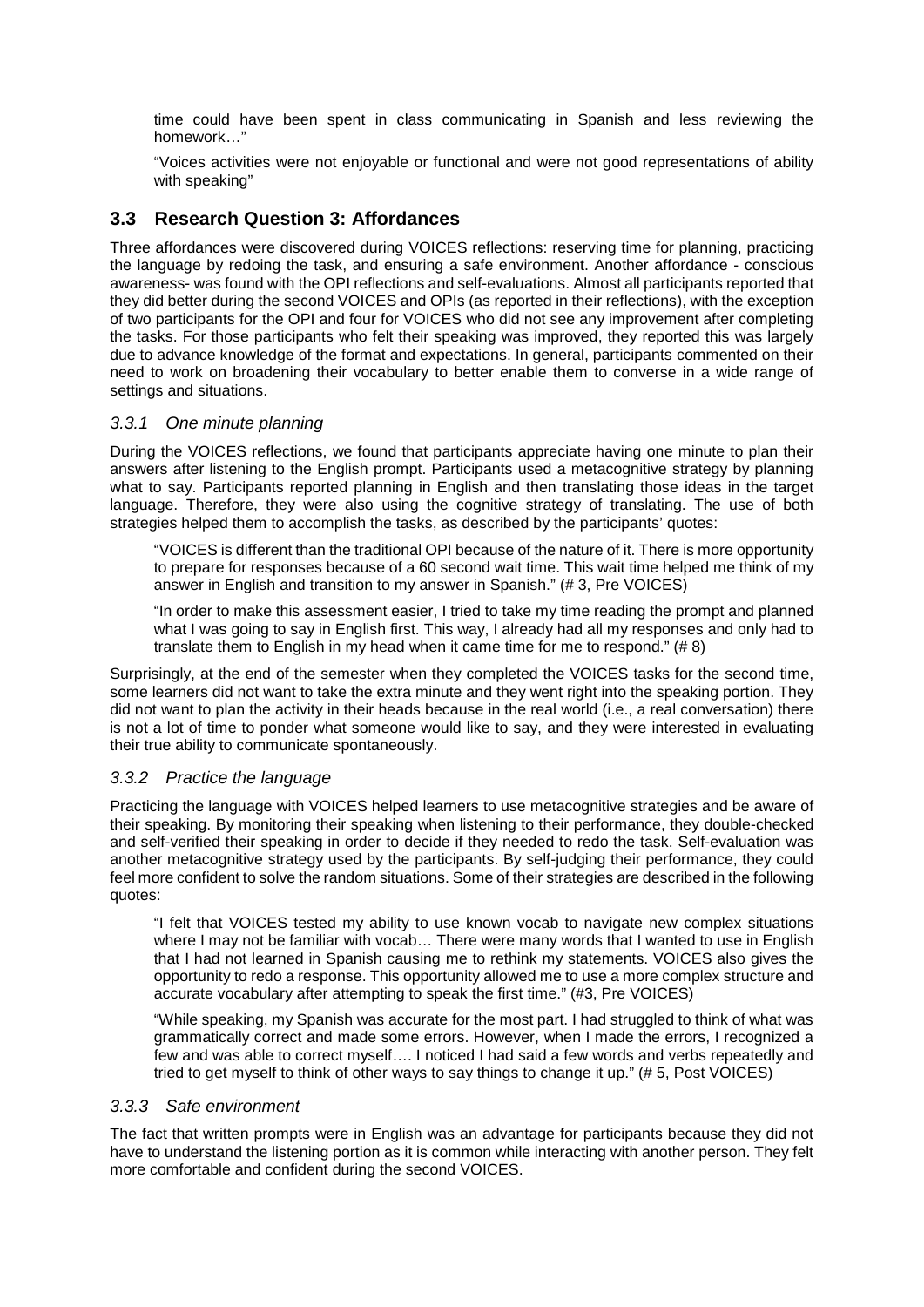time could have been spent in class communicating in Spanish and less reviewing the homework…"

"Voices activities were not enjoyable or functional and were not good representations of ability with speaking"

## 3.3 Research Question 3: Affordances

Three affordances were discovered during VOICES reflections: reserving time for planning, practicing the language by redoing the task, and ensuring a safe environment. Another affordance - conscious awareness- was found with the OPI reflections and self-evaluations. Almost all participants reported that they did better during the second VOICES and OPIs (as reported in their reflections), with the exception of two participants for the OPI and four for VOICES who did not see any improvement after completing the tasks. For those participants who felt their speaking was improved, they reported this was largely due to advance knowledge of the format and expectations. In general, participants commented on their need to work on broadening their vocabulary to better enable them to converse in a wide range of settings and situations.

### *3.3.1 One minute planning*

During the VOICES reflections, we found that participants appreciate having one minute to plan their answers after listening to the English prompt. Participants used a metacognitive strategy by planning what to say. Participants reported planning in English and then translating those ideas in the target language. Therefore, they were also using the cognitive strategy of translating. The use of both strategies helped them to accomplish the tasks, as described by the participants' quotes:

"VOICES is different than the traditional OPI because of the nature of it. There is more opportunity to prepare for responses because of a 60 second wait time. This wait time helped me think of my answer in English and transition to my answer in Spanish." (# 3, Pre VOICES)

"In order to make this assessment easier, I tried to take my time reading the prompt and planned what I was going to say in English first. This way, I already had all my responses and only had to translate them to English in my head when it came time for me to respond." (# 8)

Surprisingly, at the end of the semester when they completed the VOICES tasks for the second time, some learners did not want to take the extra minute and they went right into the speaking portion. They did not want to plan the activity in their heads because in the real world (i.e., a real conversation) there is not a lot of time to ponder what someone would like to say, and they were interested in evaluating their true ability to communicate spontaneously.

### *3.3.2 Practice the language*

Practicing the language with VOICES helped learners to use metacognitive strategies and be aware of their speaking. By monitoring their speaking when listening to their performance, they double-checked and self-verified their speaking in order to decide if they needed to redo the task. Self-evaluation was another metacognitive strategy used by the participants. By self-judging their performance, they could feel more confident to solve the random situations. Some of their strategies are described in the following quotes:

"I felt that VOICES tested my ability to use known vocab to navigate new complex situations where I may not be familiar with vocab… There were many words that I wanted to use in English that I had not learned in Spanish causing me to rethink my statements. VOICES also gives the opportunity to redo a response. This opportunity allowed me to use a more complex structure and accurate vocabulary after attempting to speak the first time." (#3, Pre VOICES)

"While speaking, my Spanish was accurate for the most part. I had struggled to think of what was grammatically correct and made some errors. However, when I made the errors, I recognized a few and was able to correct myself…. I noticed I had said a few words and verbs repeatedly and tried to get myself to think of other ways to say things to change it up." (# 5, Post VOICES)

### *3.3.3 Safe environment*

The fact that written prompts were in English was an advantage for participants because they did not have to understand the listening portion as it is common while interacting with another person. They felt more comfortable and confident during the second VOICES.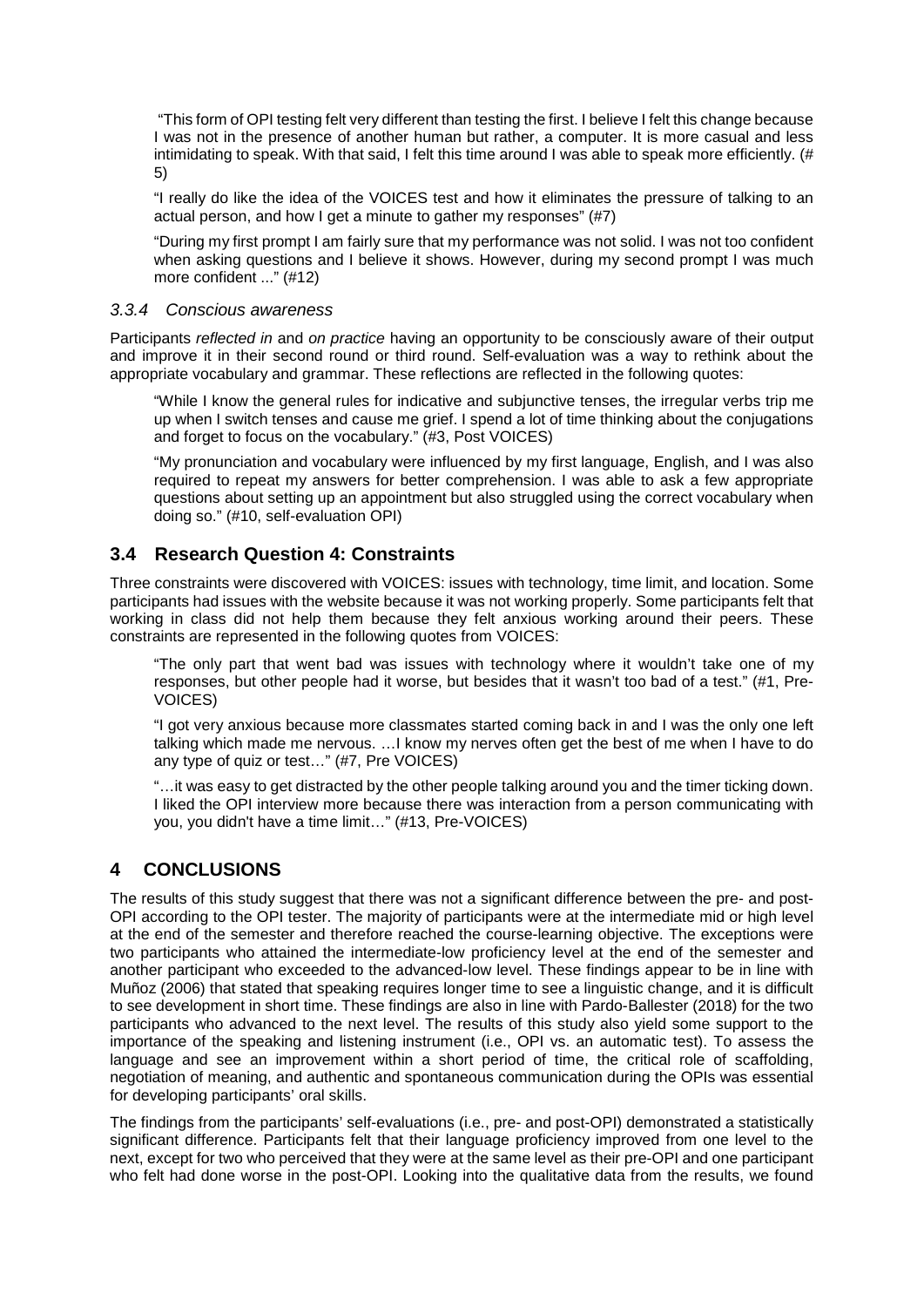"This form of OPI testing felt very different than testing the first. I believe I felt this change because I was not in the presence of another human but rather, a computer. It is more casual and less intimidating to speak. With that said, I felt this time around I was able to speak more efficiently. (# 5)

"I really do like the idea of the VOICES test and how it eliminates the pressure of talking to an actual person, and how I get a minute to gather my responses" (#7)

"During my first prompt I am fairly sure that my performance was not solid. I was not too confident when asking questions and I believe it shows. However, during my second prompt I was much more confident ..." (#12)

### *3.3.4 Conscious awareness*

Participants *reflected in* and *on practice* having an opportunity to be consciously aware of their output and improve it in their second round or third round. Self-evaluation was a way to rethink about the appropriate vocabulary and grammar. These reflections are reflected in the following quotes:

"While I know the general rules for indicative and subjunctive tenses, the irregular verbs trip me up when I switch tenses and cause me grief. I spend a lot of time thinking about the conjugations and forget to focus on the vocabulary." (#3, Post VOICES)

"My pronunciation and vocabulary were influenced by my first language, English, and I was also required to repeat my answers for better comprehension. I was able to ask a few appropriate questions about setting up an appointment but also struggled using the correct vocabulary when doing so." (#10, self-evaluation OPI)

## 3.4 Research Question 4: Constraints

Three constraints were discovered with VOICES: issues with technology, time limit, and location. Some participants had issues with the website because it was not working properly. Some participants felt that working in class did not help them because they felt anxious working around their peers. These constraints are represented in the following quotes from VOICES:

"The only part that went bad was issues with technology where it wouldn't take one of my responses, but other people had it worse, but besides that it wasn't too bad of a test." (#1, Pre-VOICES)

"I got very anxious because more classmates started coming back in and I was the only one left talking which made me nervous. …I know my nerves often get the best of me when I have to do any type of quiz or test…" (#7, Pre VOICES)

"…it was easy to get distracted by the other people talking around you and the timer ticking down. I liked the OPI interview more because there was interaction from a person communicating with you, you didn't have a time limit…" (#13, Pre-VOICES)

# 4 CONCLUSIONS

The results of this study suggest that there was not a significant difference between the pre- and post-OPI according to the OPI tester. The majority of participants were at the intermediate mid or high level at the end of the semester and therefore reached the course-learning objective. The exceptions were two participants who attained the intermediate-low proficiency level at the end of the semester and another participant who exceeded to the advanced-low level. These findings appear to be in line with Muñoz (2006) that stated that speaking requires longer time to see a linguistic change, and it is difficult to see development in short time. These findings are also in line with Pardo-Ballester (2018) for the two participants who advanced to the next level. The results of this study also yield some support to the importance of the speaking and listening instrument (i.e., OPI vs. an automatic test). To assess the language and see an improvement within a short period of time, the critical role of scaffolding, negotiation of meaning, and authentic and spontaneous communication during the OPIs was essential for developing participants' oral skills.

The findings from the participants' self-evaluations (i.e., pre- and post-OPI) demonstrated a statistically significant difference. Participants felt that their language proficiency improved from one level to the next, except for two who perceived that they were at the same level as their pre-OPI and one participant who felt had done worse in the post-OPI. Looking into the qualitative data from the results, we found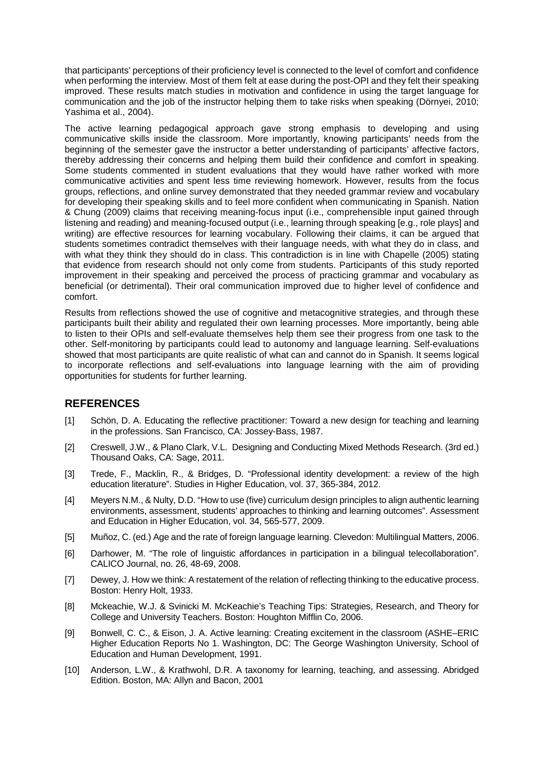that participants' perceptions of their proficiency level is connected to the level of comfort and confidence when performing the interview. Most of them felt at ease during the post-OPI and they felt their speaking improved. These results match studies in motivation and confidence in using the target language for communication and the job of the instructor helping them to take risks when speaking (Dörnyei, 2010; Yashima et al., 2004).

The active learning pedagogical approach gave strong emphasis to developing and using communicative skills inside the classroom. More importantly, knowing participants' needs from the beginning of the semester gave the instructor a better understanding of participants' affective factors, thereby addressing their concerns and helping them build their confidence and comfort in speaking. Some students commented in student evaluations that they would have rather worked with more communicative activities and spent less time reviewing homework. However, results from the focus groups, reflections, and online survey demonstrated that they needed grammar review and vocabulary for developing their speaking skills and to feel more confident when communicating in Spanish. Nation & Chung (2009) claims that receiving meaning-focus input (i.e., comprehensible input gained through listening and reading) and meaning-focused output (i.e., learning through speaking [e.g., role plays] and writing) are effective resources for learning vocabulary. Following their claims, it can be argued that students sometimes contradict themselves with their language needs, with what they do in class, and with what they think they should do in class. This contradiction is in line with Chapelle (2005) stating that evidence from research should not only come from students. Participants of this study reported improvement in their speaking and perceived the process of practicing grammar and vocabulary as beneficial (or detrimental). Their oral communication improved due to higher level of confidence and comfort.

Results from reflections showed the use of cognitive and metacognitive strategies, and through these participants built their ability and regulated their own learning processes. More importantly, being able to listen to their OPIs and self-evaluate themselves help them see their progress from one task to the other. Self-monitoring by participants could lead to autonomy and language learning. Self-evaluations showed that most participants are quite realistic of what can and cannot do in Spanish. It seems logical to incorporate reflections and self-evaluations into language learning with the aim of providing opportunities for students for further learning.

## REFERENCES

[1] Schön, D. A. Educating the reflective practitioner: Toward a new design for teaching and learning in the professions. San Francisco, CA: Jossey-Bass, 1987.

[2] Creswell, J.W., & Plano Clark, V.L. Designing and Conducting Mixed Methods Research. (3rd ed.) Thousand Oaks, CA: Sage, 2011.

[3] Trede, F., Macklin, R., & Bridges, D. "Professional identity development: a review of the high education literature". Studies in Higher Education, vol. 37, 365-384, 2012.

[4] Meyers N.M., & Nulty, D.D. "How to use (five) curriculum design principles to align authentic learning environments, assessment, students' approaches to thinking and learning outcomes". Assessment and Education in Higher Education, vol. 34, 565-577, 2009.

[5] Muñoz, C. (ed.) Age and the rate of foreign language learning. Clevedon: Multilingual Matters, 2006.

[6] Darhower, M. "The role of linguistic affordances in participation in a bilingual telecollaboration". CALICO Journal, no. 26, 48-69, 2008.

[7] Dewey, J. How we think: A restatement of the relation of reflecting thinking to the educative process. Boston: Henry Holt, 1933.

[8] Mckeachie, W.J. & Svinicki M. McKeachie's Teaching Tips: Strategies, Research, and Theory for College and University Teachers. Boston: Houghton Mifflin Co, 2006.

[9] Bonwell, C. C., & Eison, J. A. Active learning: Creating excitement in the classroom (ASHE–ERIC Higher Education Reports No 1. Washington, DC: The George Washington University, School of Education and Human Development, 1991.

[10] Anderson, L.W., & Krathwohl, D.R. A taxonomy for learning, teaching, and assessing. Abridged Edition. Boston, MA: Allyn and Bacon, 2001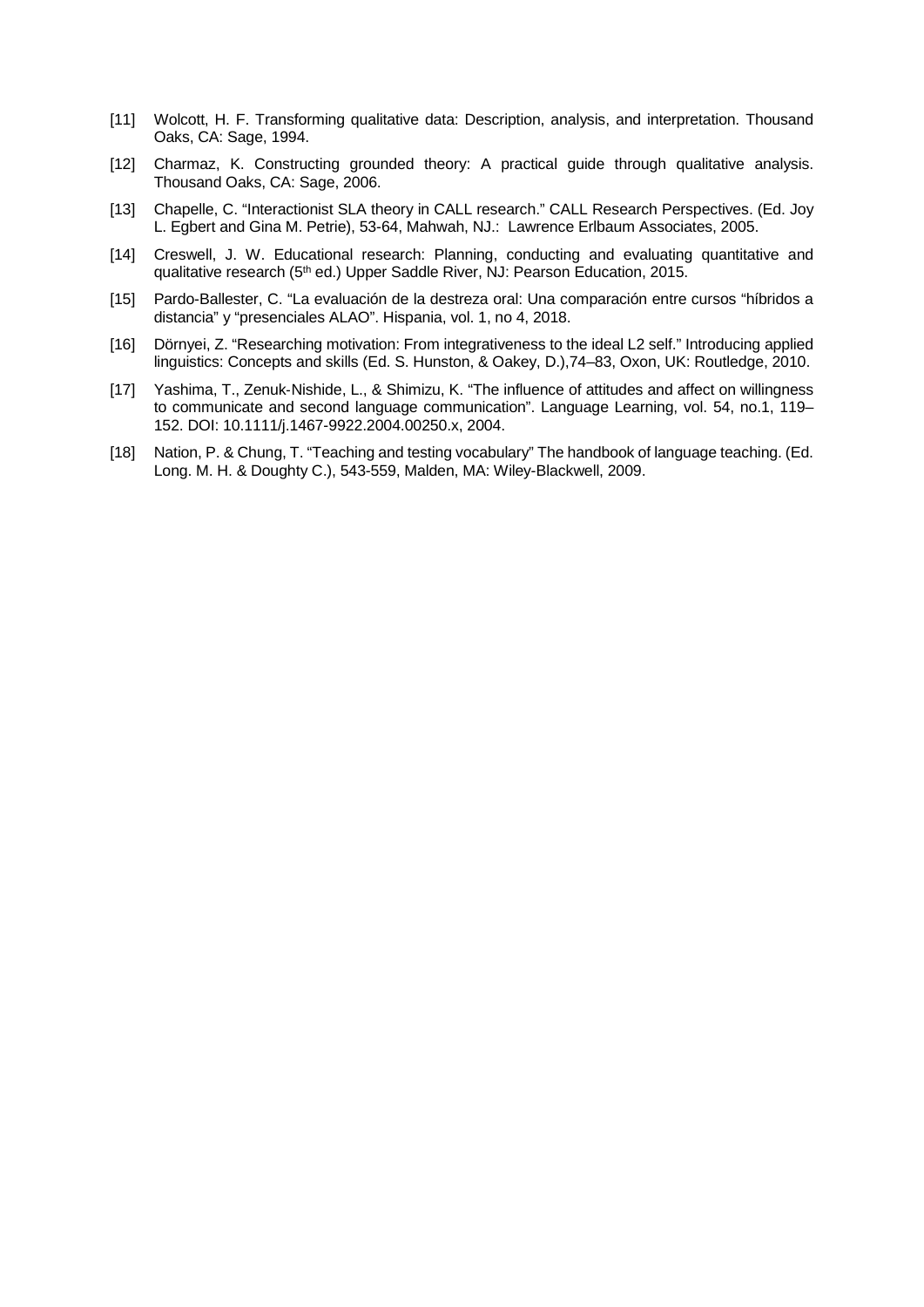[11] Wolcott, H. F. Transforming qualitative data: Description, analysis, and interpretation. Thousand Oaks, CA: Sage, 1994.

[12] Charmaz, K. Constructing grounded theory: A practical guide through qualitative analysis. Thousand Oaks, CA: Sage, 2006.

[13] Chapelle, C. "Interactionist SLA theory in CALL research." CALL Research Perspectives. (Ed. Joy L. Egbert and Gina M. Petrie), 53-64, Mahwah, NJ.: Lawrence Erlbaum Associates, 2005.

[14] Creswell, J. W. Educational research: Planning, conducting and evaluating quantitative and qualitative research (5th ed.) Upper Saddle River, NJ: Pearson Education, 2015.

[15] Pardo-Ballester, C. "La evaluación de la destreza oral: Una comparación entre cursos "híbridos a distancia" y "presenciales ALAO". Hispania, vol. 1, no 4, 2018.

[16] Dörnyei, Z. "Researching motivation: From integrativeness to the ideal L2 self." Introducing applied linguistics: Concepts and skills (Ed. S. Hunston, & Oakey, D.),74–83, Oxon, UK: Routledge, 2010.

[17] Yashima, T., Zenuk-Nishide, L., & Shimizu, K. "The influence of attitudes and affect on willingness to communicate and second language communication". Language Learning, vol. 54, no.1, 119–152. DOI: 10.1111/j.1467-9922.2004.00250.x, 2004.

[18] Nation, P. & Chung, T. "Teaching and testing vocabulary" The handbook of language teaching. (Ed. Long. M. H. & Doughty C.), 543-559, Malden, MA: Wiley-Blackwell, 2009.